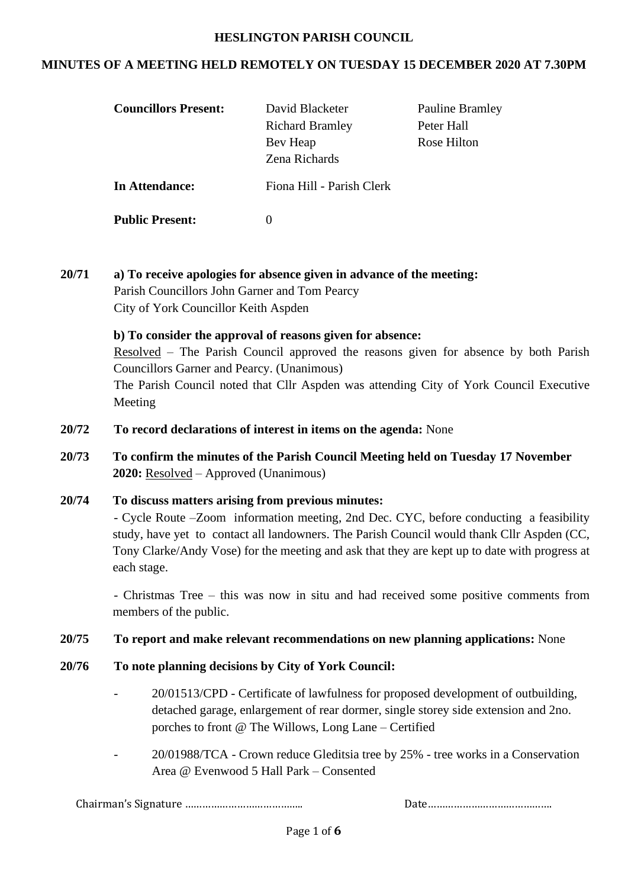# HESLINGTON PARISH COUNCIL

## MINUTES OF A MEETING HELD REMOTELY ON TUESDAY 15 DECEMBER 2020 AT 7.30PM

| | | |
|---|---|---|
| **Councillors Present:** | David Blacketer | Pauline Bramley |
| | Richard Bramley | Peter Hall |
| | Bev Heap | Rose Hilton |
| | Zena Richards | |
| **In Attendance:** | Fiona Hill - Parish Clerk | |
| **Public Present:** | 0 | |

**20/71** **a) To receive apologies for absence given in advance of the meeting:**
Parish Councillors John Garner and Tom Pearcy
City of York Councillor Keith Aspden

**b) To consider the approval of reasons given for absence:**
Resolved – The Parish Council approved the reasons given for absence by both Parish Councillors Garner and Pearcy. (Unanimous)
The Parish Council noted that Cllr Aspden was attending City of York Council Executive Meeting

**20/72** **To record declarations of interest in items on the agenda:** None

**20/73** **To confirm the minutes of the Parish Council Meeting held on Tuesday 17 November 2020:** Resolved – Approved (Unanimous)

**20/74** **To discuss matters arising from previous minutes:**
- Cycle Route –Zoom information meeting, 2nd Dec. CYC, before conducting a feasibility study, have yet to contact all landowners. The Parish Council would thank Cllr Aspden (CC, Tony Clarke/Andy Vose) for the meeting and ask that they are kept up to date with progress at each stage.

- Christmas Tree – this was now in situ and had received some positive comments from members of the public.

**20/75** **To report and make relevant recommendations on new planning applications:** None

**20/76** **To note planning decisions by City of York Council:**

- 20/01513/CPD - Certificate of lawfulness for proposed development of outbuilding, detached garage, enlargement of rear dormer, single storey side extension and 2no. porches to front @ The Willows, Long Lane – Certified

- 20/01988/TCA - Crown reduce Gleditsia tree by 25% - tree works in a Conservation Area @ Evenwood 5 Hall Park – Consented

Chairman's Signature …………………………………… Date……………………………………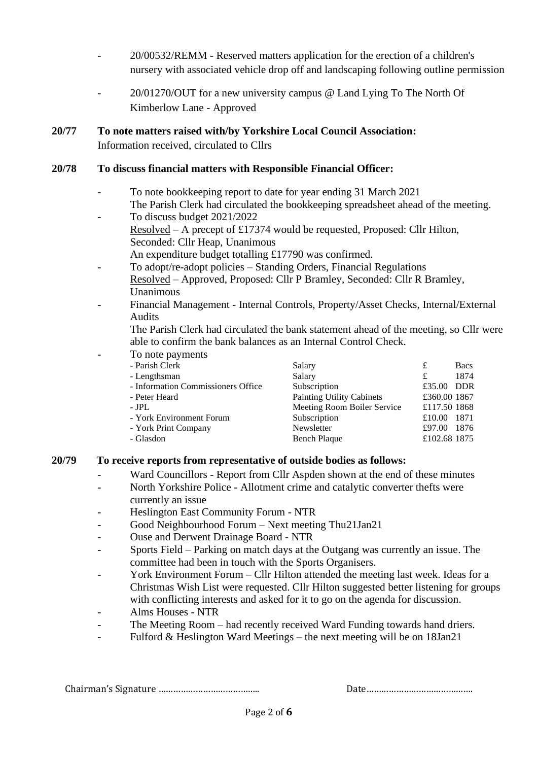- 20/00532/REMM - Reserved matters application for the erection of a children's nursery with associated vehicle drop off and landscaping following outline permission

- 20/01270/OUT for a new university campus @ Land Lying To The North Of Kimberlow Lane - Approved

**20/77 To note matters raised with/by Yorkshire Local Council Association:**

Information received, circulated to Cllrs

**20/78 To discuss financial matters with Responsible Financial Officer:**

- To note bookkeeping report to date for year ending 31 March 2021
  The Parish Clerk had circulated the bookkeeping spreadsheet ahead of the meeting.
- To discuss budget 2021/2022
  Resolved – A precept of £17374 would be requested, Proposed: Cllr Hilton, Seconded: Cllr Heap, Unanimous
  An expenditure budget totalling £17790 was confirmed.
- To adopt/re-adopt policies – Standing Orders, Financial Regulations
  Resolved – Approved, Proposed: Cllr P Bramley, Seconded: Cllr R Bramley, Unanimous
- Financial Management - Internal Controls, Property/Asset Checks, Internal/External Audits
  The Parish Clerk had circulated the bank statement ahead of the meeting, so Cllr were able to confirm the bank balances as an Internal Control Check.
- To note payments

| | | | |
|---|---|---|---|
| - Parish Clerk | Salary | £ | Bacs |
| - Lengthsman | Salary | £ | 1874 |
| - Information Commissioners Office | Subscription | £35.00 | DDR |
| - Peter Heard | Painting Utility Cabinets | £360.00 | 1867 |
| - JPL | Meeting Room Boiler Service | £117.50 | 1868 |
| - York Environment Forum | Subscription | £10.00 | 1871 |
| - York Print Company | Newsletter | £97.00 | 1876 |
| - Glasdon | Bench Plaque | £102.68 | 1875 |

**20/79 To receive reports from representative of outside bodies as follows:**

- Ward Councillors - Report from Cllr Aspden shown at the end of these minutes
- North Yorkshire Police - Allotment crime and catalytic converter thefts were currently an issue
- Heslington East Community Forum - NTR
- Good Neighbourhood Forum – Next meeting Thu21Jan21
- Ouse and Derwent Drainage Board - NTR
- Sports Field – Parking on match days at the Outgang was currently an issue. The committee had been in touch with the Sports Organisers.
- York Environment Forum – Cllr Hilton attended the meeting last week. Ideas for a Christmas Wish List were requested. Cllr Hilton suggested better listening for groups with conflicting interests and asked for it to go on the agenda for discussion.
- Alms Houses - NTR
- The Meeting Room – had recently received Ward Funding towards hand driers.
- Fulford & Heslington Ward Meetings – the next meeting will be on 18Jan21

Chairman's Signature ………………………………… Date……………………………………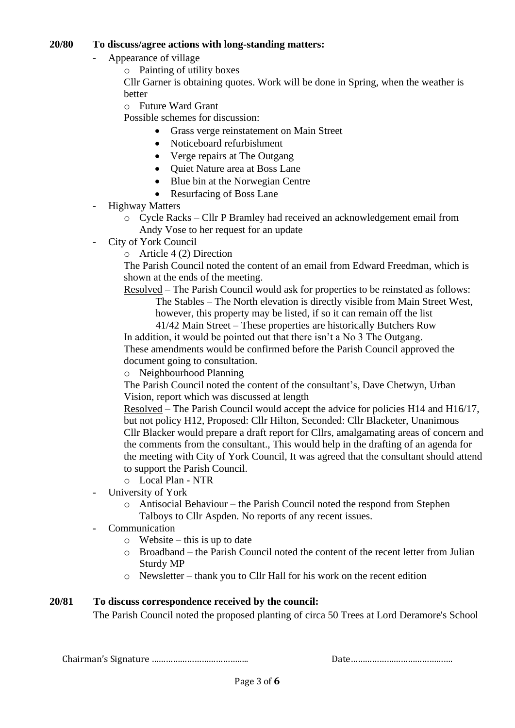**20/80 To discuss/agree actions with long-standing matters:**

- Appearance of village
  - Painting of utility boxes

    Cllr Garner is obtaining quotes. Work will be done in Spring, when the weather is better
  - Future Ward Grant

    Possible schemes for discussion:
    - Grass verge reinstatement on Main Street
    - Noticeboard refurbishment
    - Verge repairs at The Outgang
    - Quiet Nature area at Boss Lane
    - Blue bin at the Norwegian Centre
    - Resurfacing of Boss Lane
- Highway Matters
  - Cycle Racks – Cllr P Bramley had received an acknowledgement email from Andy Vose to her request for an update
- City of York Council
  - Article 4 (2) Direction

    The Parish Council noted the content of an email from Edward Freedman, which is shown at the ends of the meeting.

    Resolved – The Parish Council would ask for properties to be reinstated as follows:

    The Stables – The North elevation is directly visible from Main Street West, however, this property may be listed, if so it can remain off the list

    41/42 Main Street – These properties are historically Butchers Row

    In addition, it would be pointed out that there isn't a No 3 The Outgang.

    These amendments would be confirmed before the Parish Council approved the document going to consultation.
  - Neighbourhood Planning

    The Parish Council noted the content of the consultant's, Dave Chetwyn, Urban Vision, report which was discussed at length

    Resolved – The Parish Council would accept the advice for policies H14 and H16/17, but not policy H12, Proposed: Cllr Hilton, Seconded: Cllr Blacketer, Unanimous

    Cllr Blacker would prepare a draft report for Cllrs, amalgamating areas of concern and the comments from the consultant., This would help in the drafting of an agenda for the meeting with City of York Council, It was agreed that the consultant should attend to support the Parish Council.
  - Local Plan - NTR
- University of York
  - Antisocial Behaviour – the Parish Council noted the respond from Stephen Talboys to Cllr Aspden. No reports of any recent issues.
- Communication
  - Website – this is up to date
  - Broadband – the Parish Council noted the content of the recent letter from Julian Sturdy MP
  - Newsletter – thank you to Cllr Hall for his work on the recent edition

**20/81 To discuss correspondence received by the council:**

The Parish Council noted the proposed planting of circa 50 Trees at Lord Deramore's School

Chairman's Signature ………………………………… Date……………………………………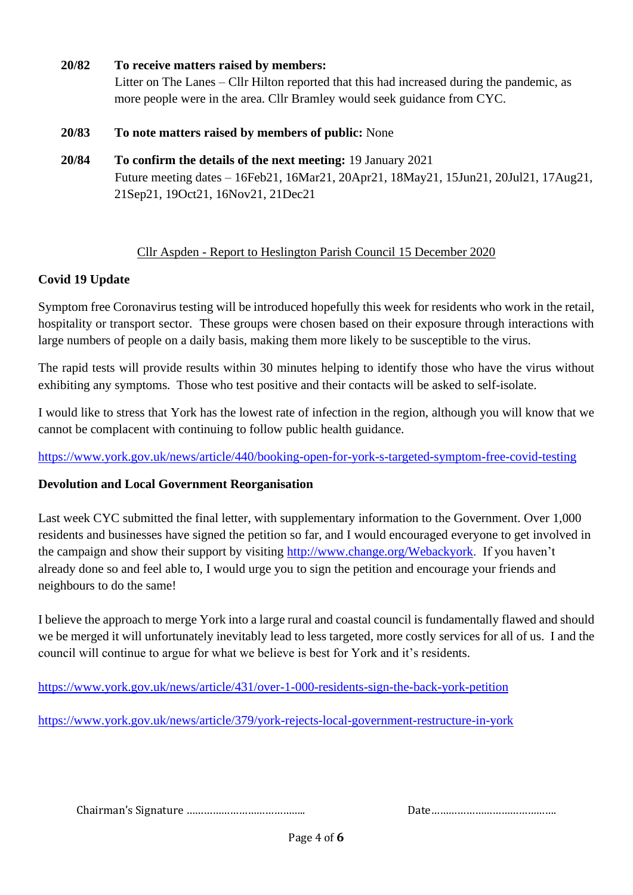**20/82** **To receive matters raised by members:**
Litter on The Lanes – Cllr Hilton reported that this had increased during the pandemic, as more people were in the area. Cllr Bramley would seek guidance from CYC.

**20/83** **To note matters raised by members of public:** None

**20/84** **To confirm the details of the next meeting:** 19 January 2021
Future meeting dates – 16Feb21, 16Mar21, 20Apr21, 18May21, 15Jun21, 20Jul21, 17Aug21, 21Sep21, 19Oct21, 16Nov21, 21Dec21

## Cllr Aspden - Report to Heslington Parish Council 15 December 2020

### Covid 19 Update

Symptom free Coronavirus testing will be introduced hopefully this week for residents who work in the retail, hospitality or transport sector. These groups were chosen based on their exposure through interactions with large numbers of people on a daily basis, making them more likely to be susceptible to the virus.

The rapid tests will provide results within 30 minutes helping to identify those who have the virus without exhibiting any symptoms. Those who test positive and their contacts will be asked to self-isolate.

I would like to stress that York has the lowest rate of infection in the region, although you will know that we cannot be complacent with continuing to follow public health guidance.

https://www.york.gov.uk/news/article/440/booking-open-for-york-s-targeted-symptom-free-covid-testing

### Devolution and Local Government Reorganisation

Last week CYC submitted the final letter, with supplementary information to the Government. Over 1,000 residents and businesses have signed the petition so far, and I would encouraged everyone to get involved in the campaign and show their support by visiting http://www.change.org/Webackyork. If you haven't already done so and feel able to, I would urge you to sign the petition and encourage your friends and neighbours to do the same!

I believe the approach to merge York into a large rural and coastal council is fundamentally flawed and should we be merged it will unfortunately inevitably lead to less targeted, more costly services for all of us. I and the council will continue to argue for what we believe is best for York and it's residents.

https://www.york.gov.uk/news/article/431/over-1-000-residents-sign-the-back-york-petition

https://www.york.gov.uk/news/article/379/york-rejects-local-government-restructure-in-york

Chairman's Signature …………………………………… Date……………………………………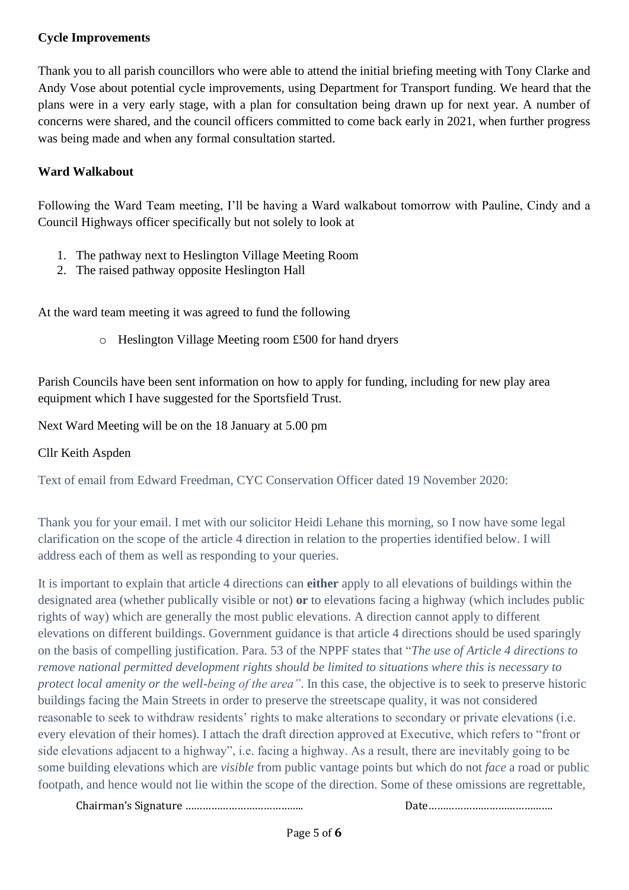**Cycle Improvements**

Thank you to all parish councillors who were able to attend the initial briefing meeting with Tony Clarke and Andy Vose about potential cycle improvements, using Department for Transport funding. We heard that the plans were in a very early stage, with a plan for consultation being drawn up for next year. A number of concerns were shared, and the council officers committed to come back early in 2021, when further progress was being made and when any formal consultation started.

**Ward Walkabout**

Following the Ward Team meeting, I'll be having a Ward walkabout tomorrow with Pauline, Cindy and a Council Highways officer specifically but not solely to look at

1. The pathway next to Heslington Village Meeting Room
2. The raised pathway opposite Heslington Hall

At the ward team meeting it was agreed to fund the following

- Heslington Village Meeting room £500 for hand dryers

Parish Councils have been sent information on how to apply for funding, including for new play area equipment which I have suggested for the Sportsfield Trust.

Next Ward Meeting will be on the 18 January at 5.00 pm

Cllr Keith Aspden

Text of email from Edward Freedman, CYC Conservation Officer dated 19 November 2020:

Thank you for your email. I met with our solicitor Heidi Lehane this morning, so I now have some legal clarification on the scope of the article 4 direction in relation to the properties identified below. I will address each of them as well as responding to your queries.

It is important to explain that article 4 directions can **either** apply to all elevations of buildings within the designated area (whether publically visible or not) **or** to elevations facing a highway (which includes public rights of way) which are generally the most public elevations. A direction cannot apply to different elevations on different buildings. Government guidance is that article 4 directions should be used sparingly on the basis of compelling justification. Para. 53 of the NPPF states that "*The use of Article 4 directions to remove national permitted development rights should be limited to situations where this is necessary to protect local amenity or the well-being of the area"*. In this case, the objective is to seek to preserve historic buildings facing the Main Streets in order to preserve the streetscape quality, it was not considered reasonable to seek to withdraw residents' rights to make alterations to secondary or private elevations (i.e. every elevation of their homes). I attach the draft direction approved at Executive, which refers to "front or side elevations adjacent to a highway", i.e. facing a highway. As a result, there are inevitably going to be some building elevations which are *visible* from public vantage points but which do not *face* a road or public footpath, and hence would not lie within the scope of the direction. Some of these omissions are regrettable,

Chairman's Signature …………………………………… Date……………………………………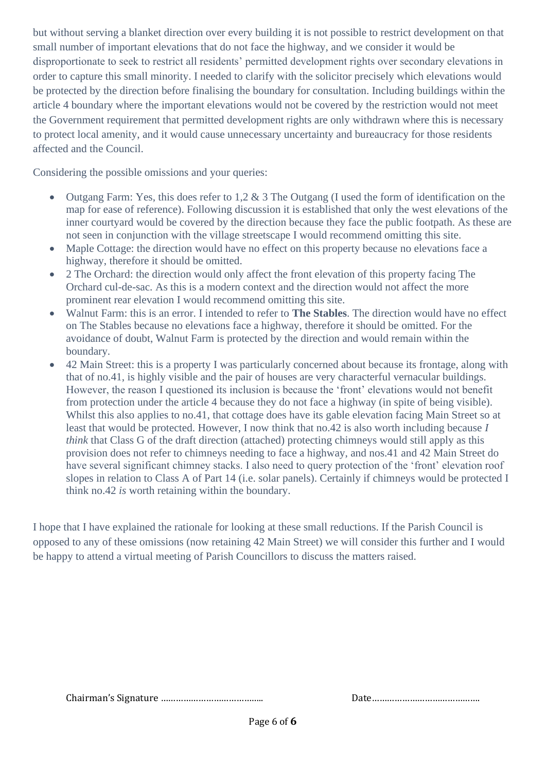but without serving a blanket direction over every building it is not possible to restrict development on that small number of important elevations that do not face the highway, and we consider it would be disproportionate to seek to restrict all residents' permitted development rights over secondary elevations in order to capture this small minority. I needed to clarify with the solicitor precisely which elevations would be protected by the direction before finalising the boundary for consultation. Including buildings within the article 4 boundary where the important elevations would not be covered by the restriction would not meet the Government requirement that permitted development rights are only withdrawn where this is necessary to protect local amenity, and it would cause unnecessary uncertainty and bureaucracy for those residents affected and the Council.

Considering the possible omissions and your queries:

- Outgang Farm: Yes, this does refer to 1,2 & 3 The Outgang (I used the form of identification on the map for ease of reference). Following discussion it is established that only the west elevations of the inner courtyard would be covered by the direction because they face the public footpath. As these are not seen in conjunction with the village streetscape I would recommend omitting this site.
- Maple Cottage: the direction would have no effect on this property because no elevations face a highway, therefore it should be omitted.
- 2 The Orchard: the direction would only affect the front elevation of this property facing The Orchard cul-de-sac. As this is a modern context and the direction would not affect the more prominent rear elevation I would recommend omitting this site.
- Walnut Farm: this is an error. I intended to refer to **The Stables**. The direction would have no effect on The Stables because no elevations face a highway, therefore it should be omitted. For the avoidance of doubt, Walnut Farm is protected by the direction and would remain within the boundary.
- 42 Main Street: this is a property I was particularly concerned about because its frontage, along with that of no.41, is highly visible and the pair of houses are very characterful vernacular buildings. However, the reason I questioned its inclusion is because the 'front' elevations would not benefit from protection under the article 4 because they do not face a highway (in spite of being visible). Whilst this also applies to no.41, that cottage does have its gable elevation facing Main Street so at least that would be protected. However, I now think that no.42 is also worth including because *I think* that Class G of the draft direction (attached) protecting chimneys would still apply as this provision does not refer to chimneys needing to face a highway, and nos.41 and 42 Main Street do have several significant chimney stacks. I also need to query protection of the 'front' elevation roof slopes in relation to Class A of Part 14 (i.e. solar panels). Certainly if chimneys would be protected I think no.42 *is* worth retaining within the boundary.

I hope that I have explained the rationale for looking at these small reductions. If the Parish Council is opposed to any of these omissions (now retaining 42 Main Street) we will consider this further and I would be happy to attend a virtual meeting of Parish Councillors to discuss the matters raised.

Chairman's Signature ………………………………….. Date…………………………………….